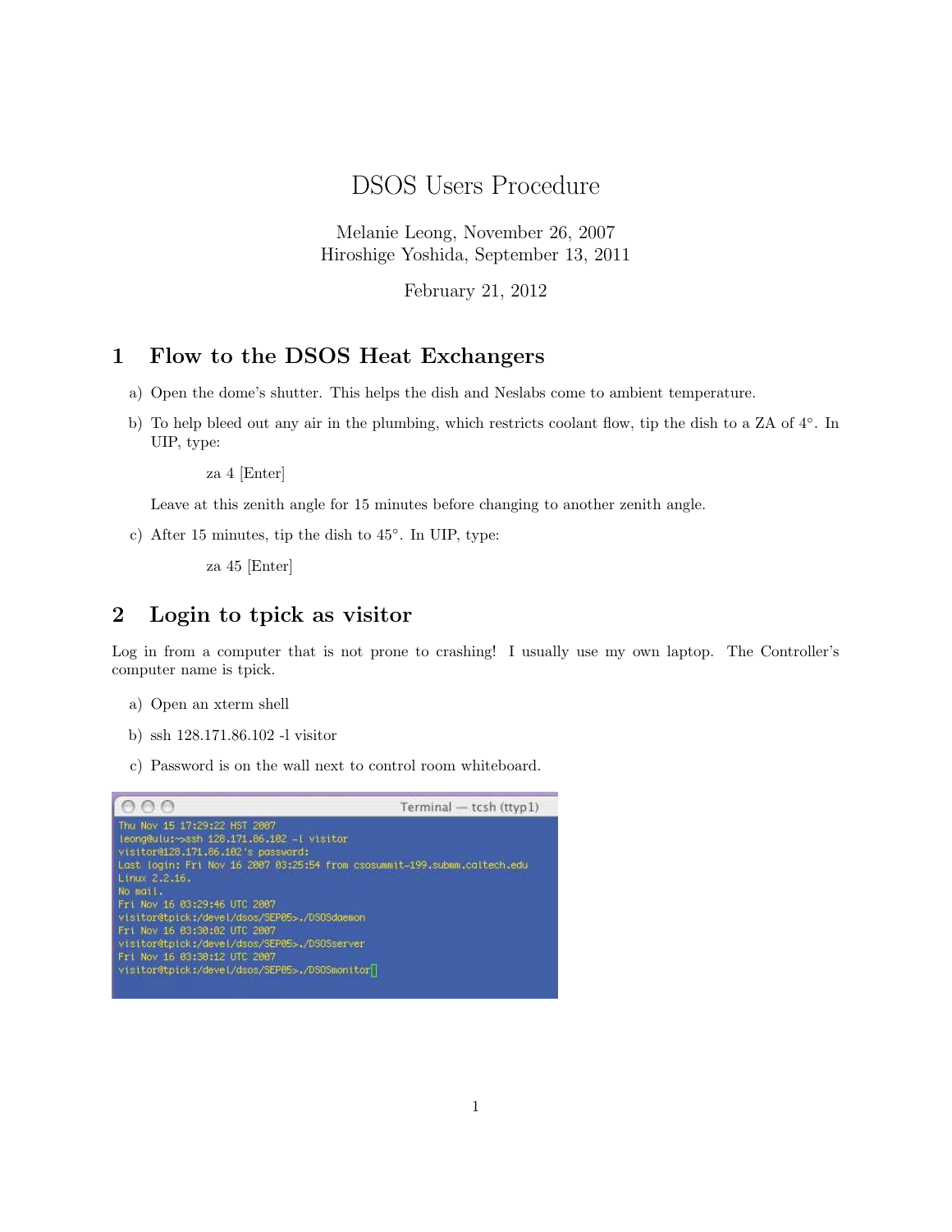# DSOS Users Procedure

Melanie Leong, November 26, 2007
Hiroshige Yoshida, September 13, 2011

February 21, 2012

## 1 Flow to the DSOS Heat Exchangers

a) Open the dome's shutter. This helps the dish and Neslabs come to ambient temperature.

b) To help bleed out any air in the plumbing, which restricts coolant flow, tip the dish to a ZA of 4°. In UIP, type:

   za 4 [Enter]

   Leave at this zenith angle for 15 minutes before changing to another zenith angle.

c) After 15 minutes, tip the dish to 45°. In UIP, type:

   za 45 [Enter]

## 2 Login to tpick as visitor

Log in from a computer that is not prone to crashing! I usually use my own laptop. The Controller's computer name is tpick.

a) Open an xterm shell

b) ssh 128.171.86.102 -l visitor

c) Password is on the wall next to control room whiteboard.

```
Thu Nov 15 17:29:22 HST 2007
leong@ulu:~>ssh 128.171.86.102 -l visitor
visitor@128.171.86.102's password:
Last login: Fri Nov 16 2007 03:25:54 from csosummit-199.submm.caltech.edu
Linux 2.2.16.
No mail.
Fri Nov 16 03:29:46 UTC 2007
visitor@tpick:/devel/dsos/SEP05>./DSOSdaemon
Fri Nov 16 03:30:02 UTC 2007
visitor@tpick:/devel/dsos/SEP05>./DSOSserver
Fri Nov 16 03:30:12 UTC 2007
visitor@tpick:/devel/dsos/SEP05>./DSOSmonitor
```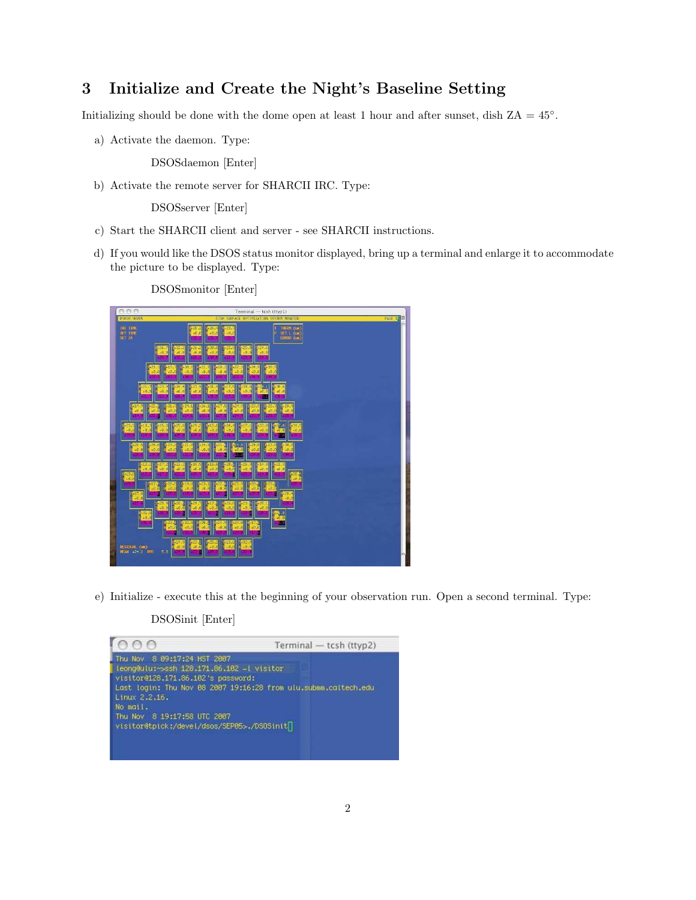# 3 Initialize and Create the Night's Baseline Setting

Initializing should be done with the dome open at least 1 hour and after sunset, dish ZA = 45°.

a) Activate the daemon. Type:

   DSOSdaemon [Enter]

b) Activate the remote server for SHARCII IRC. Type:

   DSOSserver [Enter]

c) Start the SHARCII client and server - see SHARCII instructions.

d) If you would like the DSOS status monitor displayed, bring up a terminal and enlarge it to accommodate the picture to be displayed. Type:

   DSOSmonitor [Enter]

e) Initialize - execute this at the beginning of your observation run. Open a second terminal. Type:

   DSOSinit [Enter]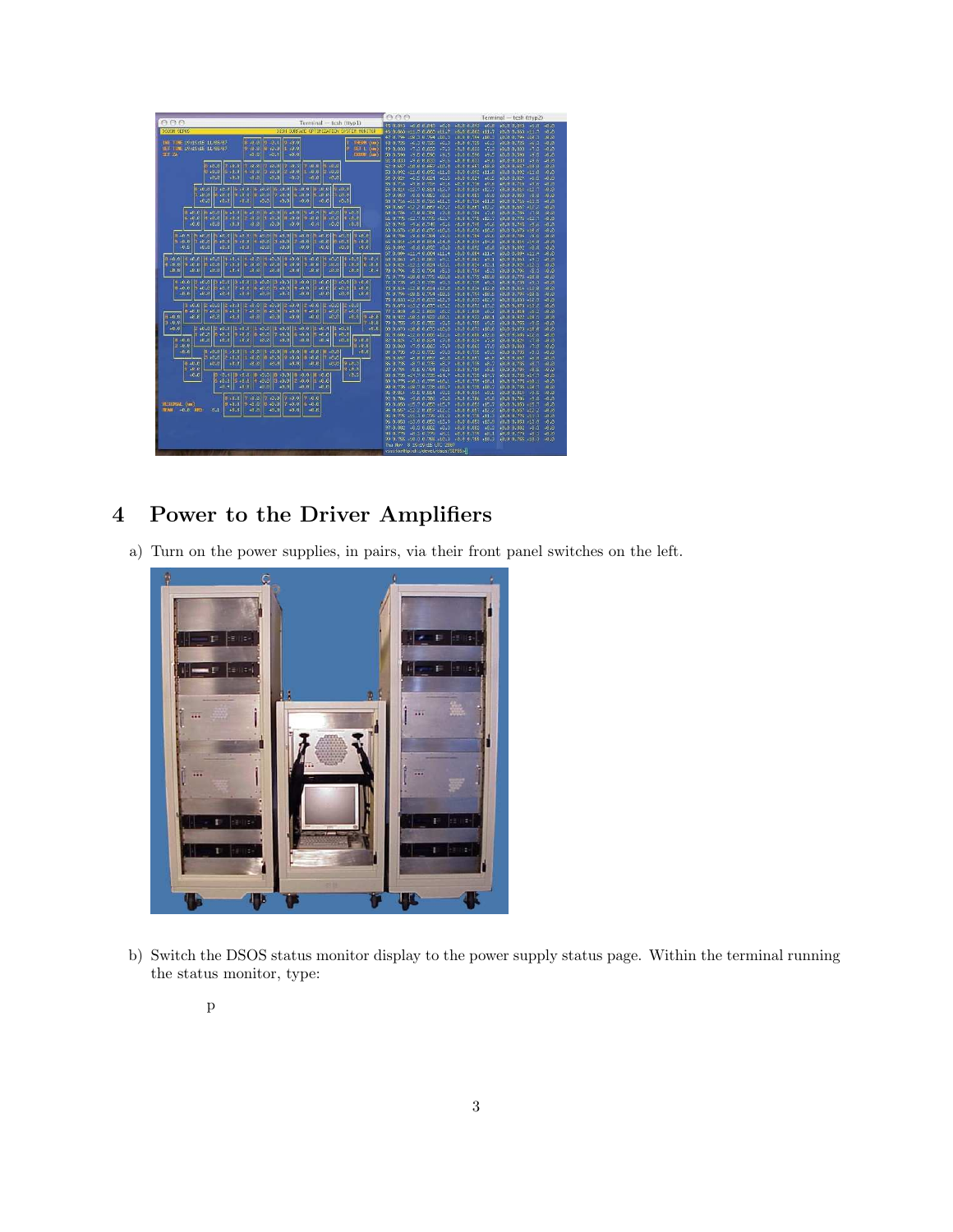## 4 Power to the Driver Amplifiers

a) Turn on the power supplies, in pairs, via their front panel switches on the left.

b) Switch the DSOS status monitor display to the power supply status page. Within the terminal running the status monitor, type:

```
p
```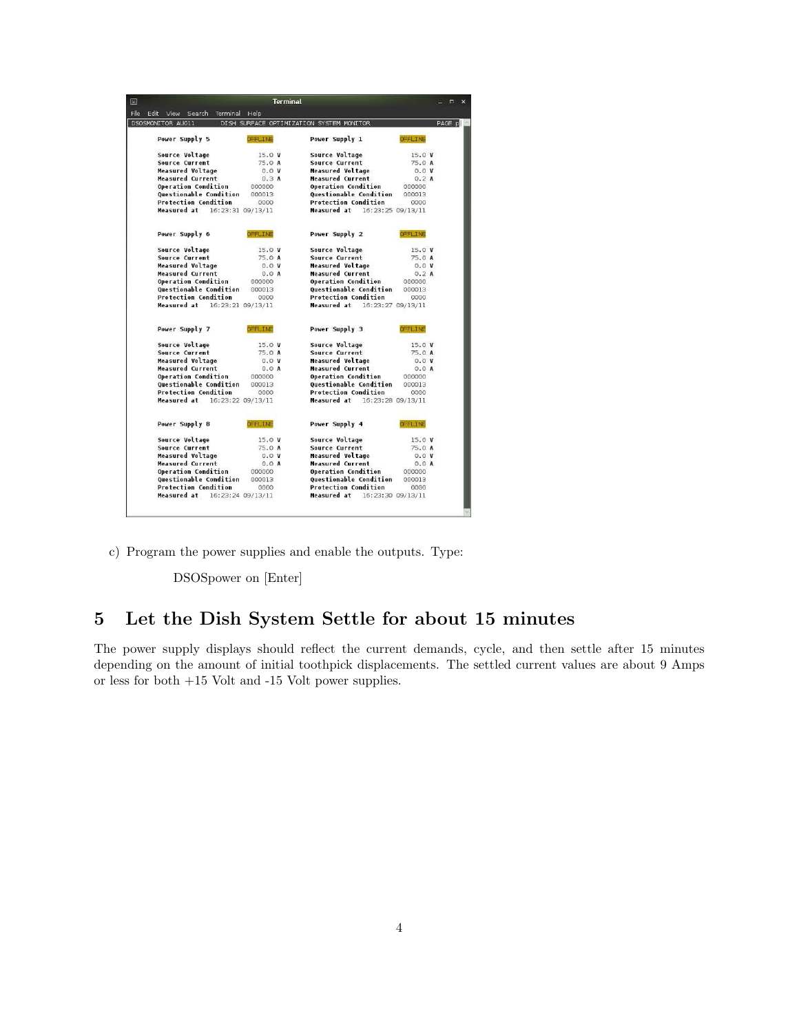```
DSOSMONITOR AUG11     DISH SURFACE OPTIMIZATION SYSTEM MONITOR                PAGE p

    Power Supply 5            OFFLINE         Power Supply 1            OFFLINE

    Source Voltage              15.0 V        Source Voltage              15.0 V
    Source Current              75.0 A        Source Current              75.0 A
    Measured Voltage             0.0 V        Measured Voltage             0.0 V
    Measured Current             0.3 A        Measured Current             0.2 A
    Operation Condition        000000         Operation Condition        000000
    Questionable Condition     000013         Questionable Condition     000013
    Protection Condition         0000         Protection Condition         0000
    Measured at    16:23:31 09/13/11          Measured at    16:23:25 09/13/11

    Power Supply 6            OFFLINE         Power Supply 2            OFFLINE

    Source Voltage              15.0 V        Source Voltage              15.0 V
    Source Current              75.0 A        Source Current              75.0 A
    Measured Voltage             0.0 V        Measured Voltage             0.0 V
    Measured Current             0.0 A        Measured Current             0.2 A
    Operation Condition        000000         Operation Condition        000000
    Questionable Condition     000013         Questionable Condition     000013
    Protection Condition         0000         Protection Condition         0000
    Measured at    16:23:21 09/13/11          Measured at    16:23:27 09/13/11

    Power Supply 7            OFFLINE         Power Supply 3            OFFLINE

    Source Voltage              15.0 V        Source Voltage              15.0 V
    Source Current              75.0 A        Source Current              75.0 A
    Measured Voltage             0.0 V        Measured Voltage             0.0 V
    Measured Current             0.0 A        Measured Current             0.0 A
    Operation Condition        000000         Operation Condition        000000
    Questionable Condition     000013         Questionable Condition     000013
    Protection Condition         0000         Protection Condition         0000
    Measured at    16:23:22 09/13/11          Measured at    16:23:28 09/13/11

    Power Supply 8            OFFLINE         Power Supply 4            OFFLINE

    Source Voltage              15.0 V        Source Voltage              15.0 V
    Source Current              75.0 A        Source Current              75.0 A
    Measured Voltage             0.0 V        Measured Voltage             0.0 V
    Measured Current             0.0 A        Measured Current             0.0 A
    Operation Condition        000000         Operation Condition        000000
    Questionable Condition     000013         Questionable Condition     000013
    Protection Condition         0000         Protection Condition         0000
    Measured at    16:23:24 09/13/11          Measured at    16:23:30 09/13/11
```

c) Program the power supplies and enable the outputs. Type:

DSOSpower on [Enter]

# 5 Let the Dish System Settle for about 15 minutes

The power supply displays should reflect the current demands, cycle, and then settle after 15 minutes depending on the amount of initial toothpick displacements. The settled current values are about 9 Amps or less for both +15 Volt and -15 Volt power supplies.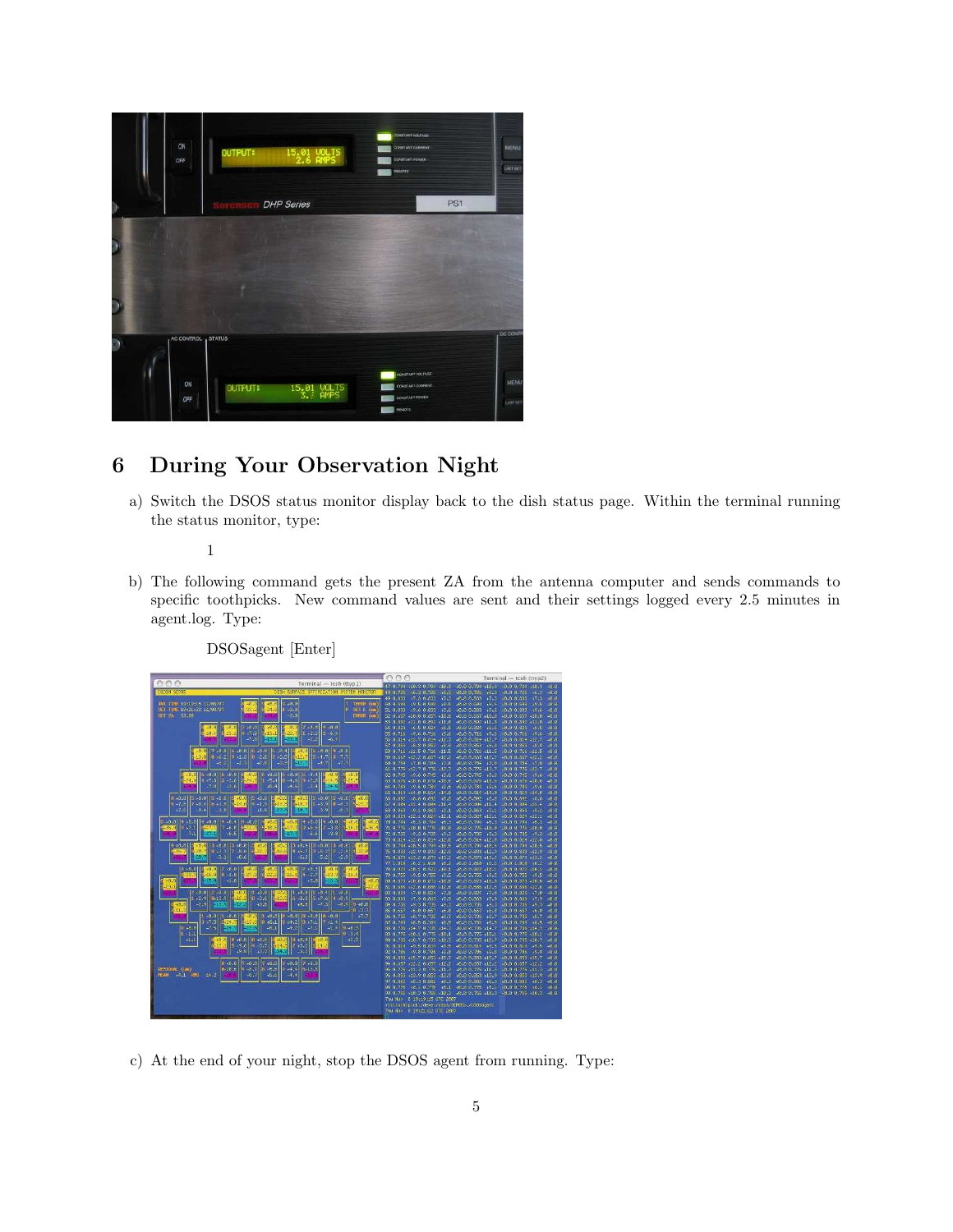## 6 During Your Observation Night

a) Switch the DSOS status monitor display back to the dish status page. Within the terminal running the status monitor, type:

```
1
```

b) The following command gets the present ZA from the antenna computer and sends commands to specific toothpicks. New command values are sent and their settings logged every 2.5 minutes in agent.log. Type:

```
DSOSagent [Enter]
```

c) At the end of your night, stop the DSOS agent from running. Type: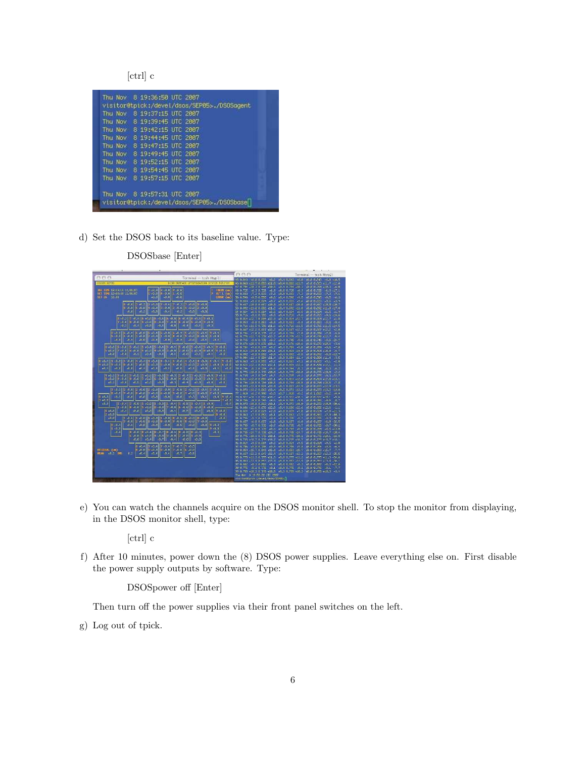[ctrl] c

```
Thu Nov  8 19:36:50 UTC 2007
visitor@tpick:/devel/dsos/SEP05>./DSOSagent
Thu Nov  8 19:37:15 UTC 2007
Thu Nov  8 19:39:45 UTC 2007
Thu Nov  8 19:42:15 UTC 2007
Thu Nov  8 19:44:45 UTC 2007
Thu Nov  8 19:47:15 UTC 2007
Thu Nov  8 19:49:45 UTC 2007
Thu Nov  8 19:52:15 UTC 2007
Thu Nov  8 19:54:45 UTC 2007
Thu Nov  8 19:57:15 UTC 2007

Thu Nov  8 19:57:31 UTC 2007
visitor@tpick:/devel/dsos/SEP05>./DSOSbase
```

d) Set the DSOS back to its baseline value. Type:

DSOSbase [Enter]

e) You can watch the channels acquire on the DSOS monitor shell. To stop the monitor from displaying, in the DSOS monitor shell, type:

[ctrl] c

f) After 10 minutes, power down the (8) DSOS power supplies. Leave everything else on. First disable the power supply outputs by software. Type:

DSOSpower off [Enter]

Then turn off the power supplies via their front panel switches on the left.

g) Log out of tpick.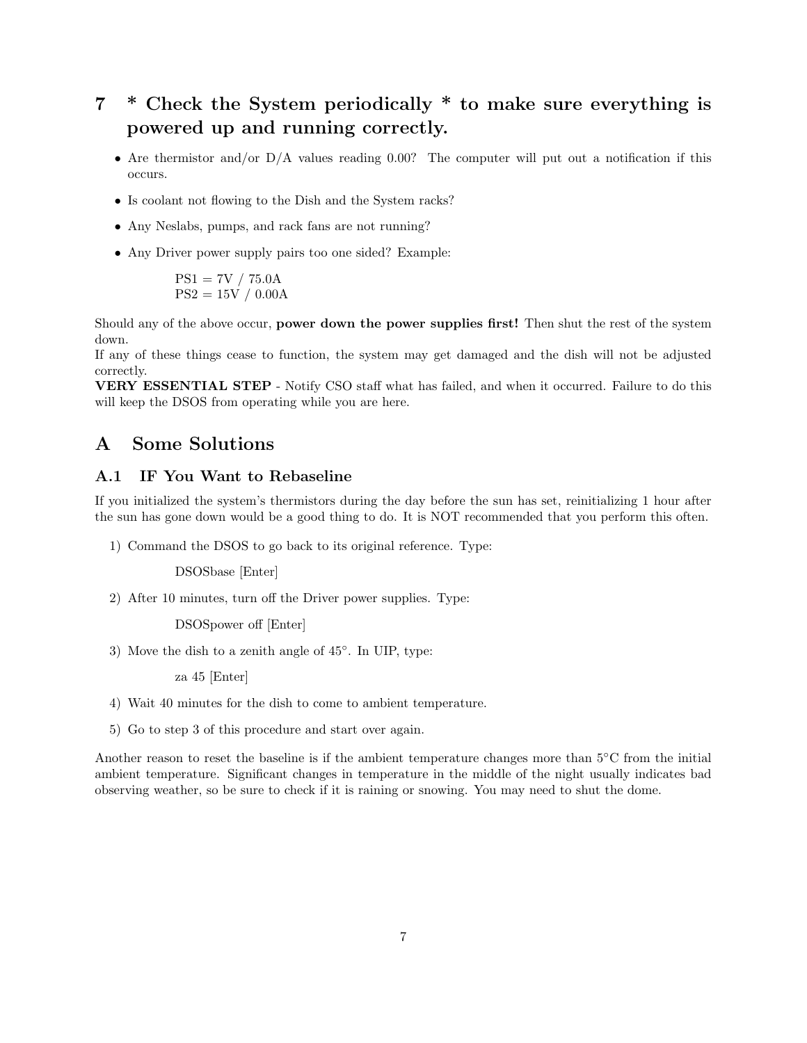# 7 * Check the System periodically * to make sure everything is powered up and running correctly.

- Are thermistor and/or D/A values reading 0.00? The computer will put out a notification if this occurs.
- Is coolant not flowing to the Dish and the System racks?
- Any Neslabs, pumps, and rack fans are not running?
- Any Driver power supply pairs too one sided? Example:

  PS1 = 7V / 75.0A
  PS2 = 15V / 0.00A

Should any of the above occur, **power down the power supplies first!** Then shut the rest of the system down.
If any of these things cease to function, the system may get damaged and the dish will not be adjusted correctly.
**VERY ESSENTIAL STEP** - Notify CSO staff what has failed, and when it occurred. Failure to do this will keep the DSOS from operating while you are here.

# A Some Solutions

## A.1 IF You Want to Rebaseline

If you initialized the system's thermistors during the day before the sun has set, reinitializing 1 hour after the sun has gone down would be a good thing to do. It is NOT recommended that you perform this often.

1) Command the DSOS to go back to its original reference. Type:

   DSOSbase [Enter]

2) After 10 minutes, turn off the Driver power supplies. Type:

   DSOSpower off [Enter]

3) Move the dish to a zenith angle of 45°. In UIP, type:

   za 45 [Enter]

4) Wait 40 minutes for the dish to come to ambient temperature.

5) Go to step 3 of this procedure and start over again.

Another reason to reset the baseline is if the ambient temperature changes more than 5°C from the initial ambient temperature. Significant changes in temperature in the middle of the night usually indicates bad observing weather, so be sure to check if it is raining or snowing. You may need to shut the dome.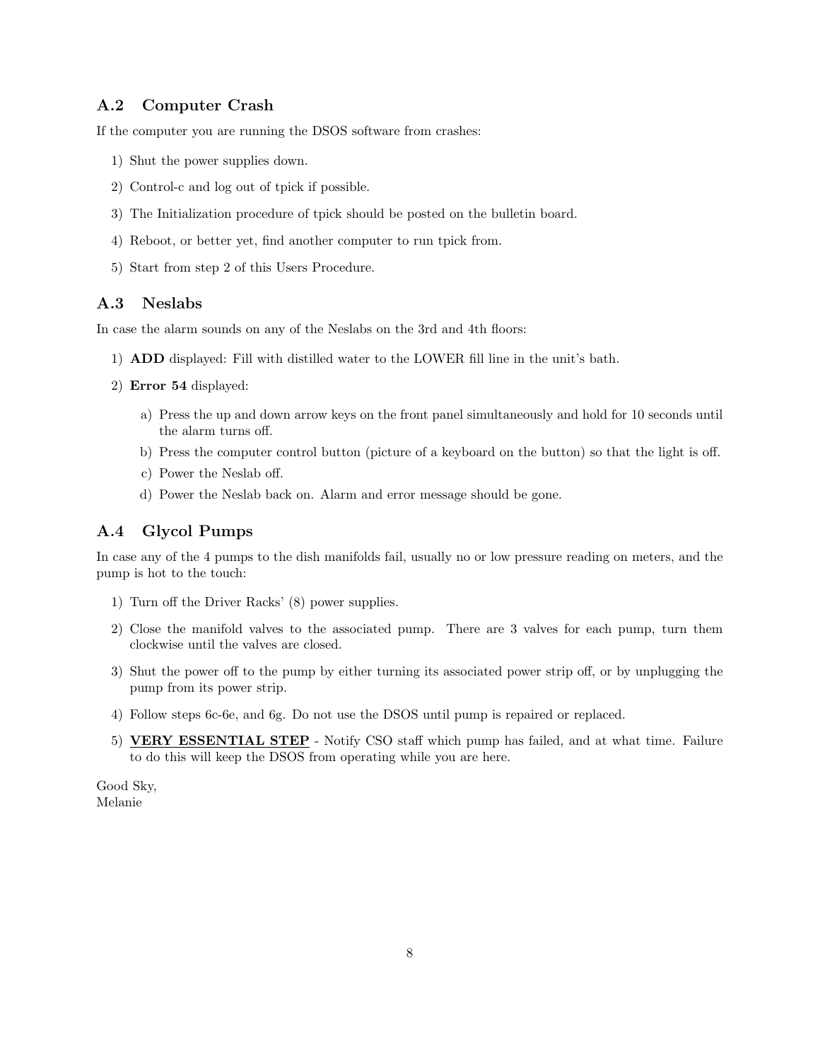## A.2 Computer Crash

If the computer you are running the DSOS software from crashes:

1) Shut the power supplies down.
2) Control-c and log out of tpick if possible.
3) The Initialization procedure of tpick should be posted on the bulletin board.
4) Reboot, or better yet, find another computer to run tpick from.
5) Start from step 2 of this Users Procedure.

## A.3 Neslabs

In case the alarm sounds on any of the Neslabs on the 3rd and 4th floors:

1) **ADD** displayed: Fill with distilled water to the LOWER fill line in the unit's bath.
2) **Error 54** displayed:
   a) Press the up and down arrow keys on the front panel simultaneously and hold for 10 seconds until the alarm turns off.
   b) Press the computer control button (picture of a keyboard on the button) so that the light is off.
   c) Power the Neslab off.
   d) Power the Neslab back on. Alarm and error message should be gone.

## A.4 Glycol Pumps

In case any of the 4 pumps to the dish manifolds fail, usually no or low pressure reading on meters, and the pump is hot to the touch:

1) Turn off the Driver Racks' (8) power supplies.
2) Close the manifold valves to the associated pump. There are 3 valves for each pump, turn them clockwise until the valves are closed.
3) Shut the power off to the pump by either turning its associated power strip off, or by unplugging the pump from its power strip.
4) Follow steps 6c-6e, and 6g. Do not use the DSOS until pump is repaired or replaced.
5) **VERY ESSENTIAL STEP** - Notify CSO staff which pump has failed, and at what time. Failure to do this will keep the DSOS from operating while you are here.

Good Sky,
Melanie